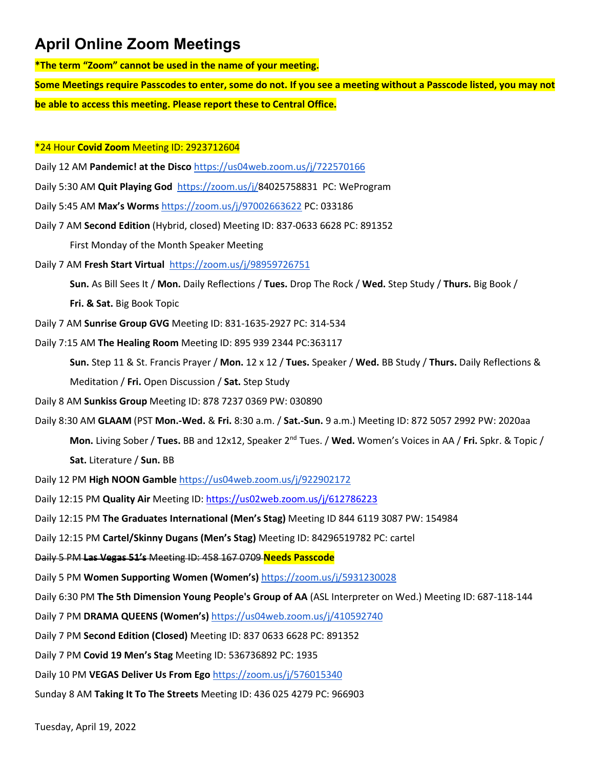# April Online Zoom Meetings

**\*The term "Zoom" cannot be used in the name of your meeting.**

**Some Meetings require Passcodes to enter, some do not. If you see a meeting without a Passcode listed, you may not be able to access this meeting. Please report these to Central Office.**

*24 Hour **Covid Zoom** Meeting ID: 2923712604

Daily 12 AM **Pandemic! at the Disco** https://us04web.zoom.us/j/722570166

Daily 5:30 AM **Quit Playing God** https://zoom.us/j/84025758831 PC: WeProgram

Daily 5:45 AM **Max's Worms** https://zoom.us/j/97002663622 PC: 033186

Daily 7 AM **Second Edition** (Hybrid, closed) Meeting ID: 837-0633 6628 PC: 891352

First Monday of the Month Speaker Meeting

Daily 7 AM **Fresh Start Virtual** https://zoom.us/j/98959726751

**Sun.** As Bill Sees It / **Mon.** Daily Reflections / **Tues.** Drop The Rock / **Wed.** Step Study / **Thurs.** Big Book / **Fri. & Sat.** Big Book Topic

Daily 7 AM **Sunrise Group GVG** Meeting ID: 831-1635-2927 PC: 314-534

Daily 7:15 AM **The Healing Room** Meeting ID: 895 939 2344 PC:363117

**Sun.** Step 11 & St. Francis Prayer / **Mon.** 12 x 12 / **Tues.** Speaker / **Wed.** BB Study / **Thurs.** Daily Reflections & Meditation / **Fri.** Open Discussion / **Sat.** Step Study

Daily 8 AM **Sunkiss Group** Meeting ID: 878 7237 0369 PW: 030890

Daily 8:30 AM **GLAAM** (PST **Mon.-Wed.** & **Fri.** 8:30 a.m. / **Sat.-Sun.** 9 a.m.) Meeting ID: 872 5057 2992 PW: 2020aa

**Mon.** Living Sober / **Tues.** BB and 12x12, Speaker 2nd Tues. / **Wed.** Women's Voices in AA / **Fri.** Spkr. & Topic / **Sat.** Literature / **Sun.** BB

Daily 12 PM **High NOON Gamble** https://us04web.zoom.us/j/922902172

Daily 12:15 PM **Quality Air** Meeting ID: https://us02web.zoom.us/j/612786223

Daily 12:15 PM **The Graduates International (Men's Stag)** Meeting ID 844 6119 3087 PW: 154984

Daily 12:15 PM **Cartel/Skinny Dugans (Men's Stag)** Meeting ID: 84296519782 PC: cartel

~~Daily 5 PM **Las Vegas 51's** Meeting ID: 458 167 0709~~ **Needs Passcode**

Daily 5 PM **Women Supporting Women (Women's)** https://zoom.us/j/5931230028

Daily 6:30 PM **The 5th Dimension Young People's Group of AA** (ASL Interpreter on Wed.) Meeting ID: 687-118-144

Daily 7 PM **DRAMA QUEENS (Women's)** https://us04web.zoom.us/j/410592740

Daily 7 PM **Second Edition (Closed)** Meeting ID: 837 0633 6628 PC: 891352

Daily 7 PM **Covid 19 Men's Stag** Meeting ID: 536736892 PC: 1935

Daily 10 PM **VEGAS Deliver Us From Ego** https://zoom.us/j/576015340

Sunday 8 AM **Taking It To The Streets** Meeting ID: 436 025 4279 PC: 966903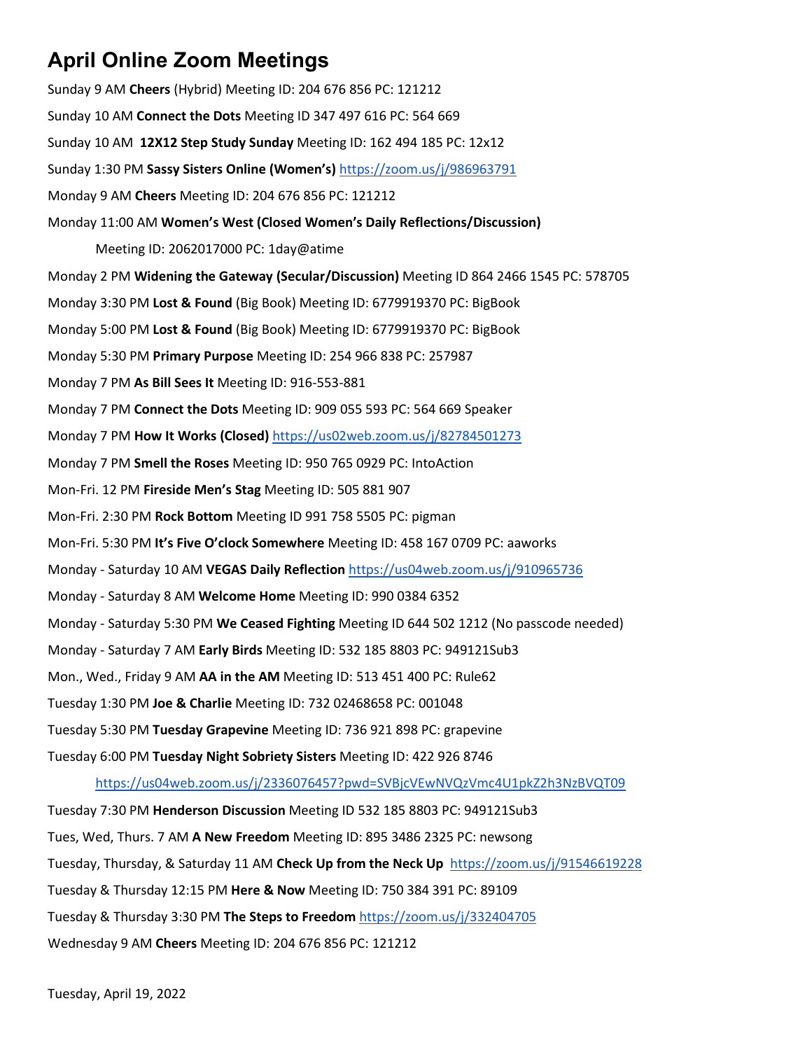# April Online Zoom Meetings

Sunday 9 AM **Cheers** (Hybrid) Meeting ID: 204 676 856 PC: 121212

Sunday 10 AM **Connect the Dots** Meeting ID 347 497 616 PC: 564 669

Sunday 10 AM **12X12 Step Study Sunday** Meeting ID: 162 494 185 PC: 12x12

Sunday 1:30 PM **Sassy Sisters Online (Women's)** https://zoom.us/j/986963791

Monday 9 AM **Cheers** Meeting ID: 204 676 856 PC: 121212

Monday 11:00 AM **Women's West (Closed Women's Daily Reflections/Discussion)**

Meeting ID: 2062017000 PC: 1day@atime

Monday 2 PM **Widening the Gateway (Secular/Discussion)** Meeting ID 864 2466 1545 PC: 578705

Monday 3:30 PM **Lost & Found** (Big Book) Meeting ID: 6779919370 PC: BigBook

Monday 5:00 PM **Lost & Found** (Big Book) Meeting ID: 6779919370 PC: BigBook

Monday 5:30 PM **Primary Purpose** Meeting ID: 254 966 838 PC: 257987

Monday 7 PM **As Bill Sees It** Meeting ID: 916-553-881

Monday 7 PM **Connect the Dots** Meeting ID: 909 055 593 PC: 564 669 Speaker

Monday 7 PM **How It Works (Closed)** https://us02web.zoom.us/j/82784501273

Monday 7 PM **Smell the Roses** Meeting ID: 950 765 0929 PC: IntoAction

Mon-Fri. 12 PM **Fireside Men's Stag** Meeting ID: 505 881 907

Mon-Fri. 2:30 PM **Rock Bottom** Meeting ID 991 758 5505 PC: pigman

Mon-Fri. 5:30 PM **It's Five O'clock Somewhere** Meeting ID: 458 167 0709 PC: aaworks

Monday - Saturday 10 AM **VEGAS Daily Reflection** https://us04web.zoom.us/j/910965736

Monday - Saturday 8 AM **Welcome Home** Meeting ID: 990 0384 6352

Monday - Saturday 5:30 PM **We Ceased Fighting** Meeting ID 644 502 1212 (No passcode needed)

Monday - Saturday 7 AM **Early Birds** Meeting ID: 532 185 8803 PC: 949121Sub3

Mon., Wed., Friday 9 AM **AA in the AM** Meeting ID: 513 451 400 PC: Rule62

Tuesday 1:30 PM **Joe & Charlie** Meeting ID: 732 02468658 PC: 001048

Tuesday 5:30 PM **Tuesday Grapevine** Meeting ID: 736 921 898 PC: grapevine

Tuesday 6:00 PM **Tuesday Night Sobriety Sisters** Meeting ID: 422 926 8746

https://us04web.zoom.us/j/2336076457?pwd=SVBjcVEwNVQzVmc4U1pkZ2h3NzBVQT09

Tuesday 7:30 PM **Henderson Discussion** Meeting ID 532 185 8803 PC: 949121Sub3

Tues, Wed, Thurs. 7 AM **A New Freedom** Meeting ID: 895 3486 2325 PC: newsong

Tuesday, Thursday, & Saturday 11 AM **Check Up from the Neck Up** https://zoom.us/j/91546619228

Tuesday & Thursday 12:15 PM **Here & Now** Meeting ID: 750 384 391 PC: 89109

Tuesday & Thursday 3:30 PM **The Steps to Freedom** https://zoom.us/j/332404705

Wednesday 9 AM **Cheers** Meeting ID: 204 676 856 PC: 121212

Tuesday, April 19, 2022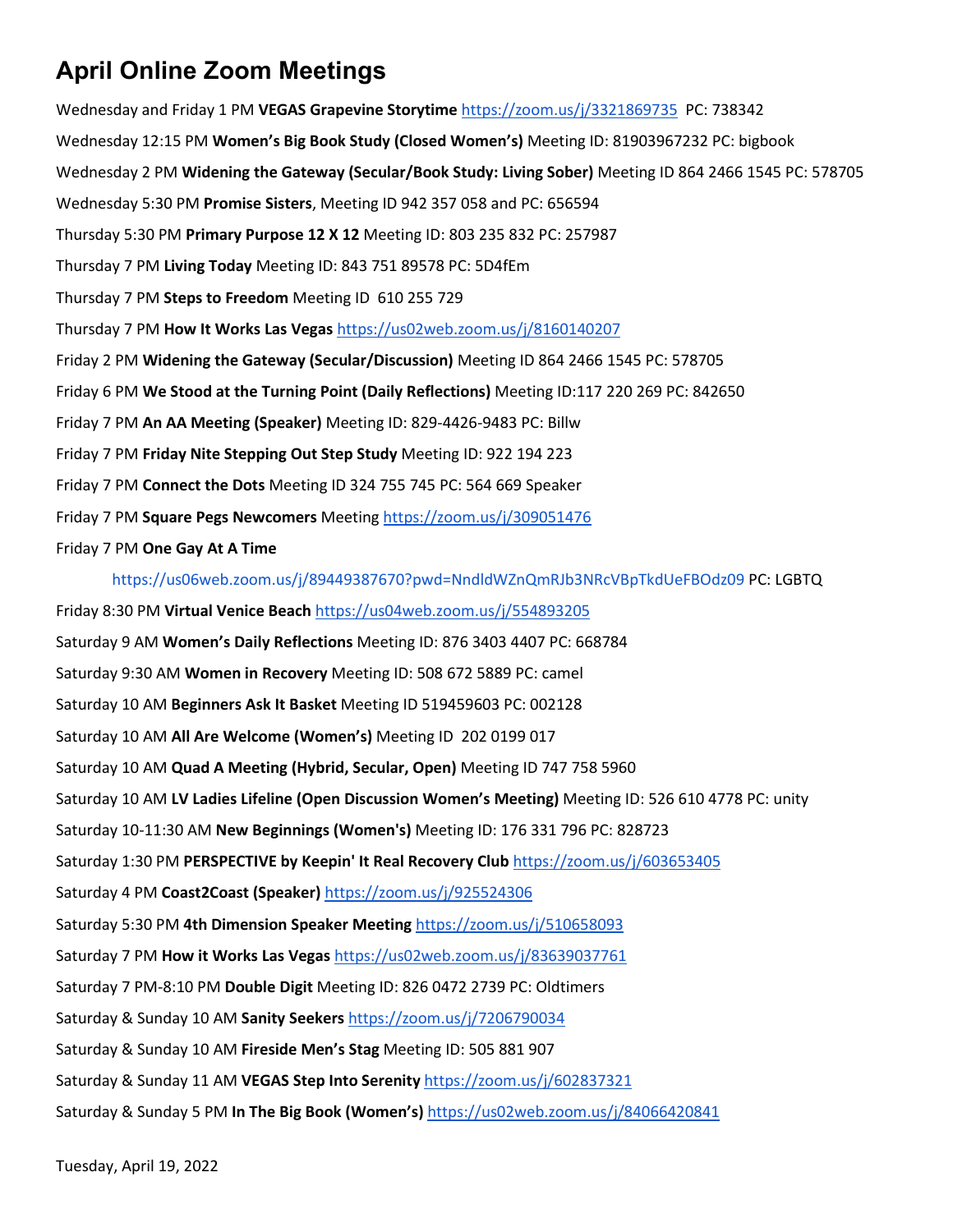# April Online Zoom Meetings

Wednesday and Friday 1 PM **VEGAS Grapevine Storytime** https://zoom.us/j/3321869735 PC: 738342

Wednesday 12:15 PM **Women's Big Book Study (Closed Women's)** Meeting ID: 81903967232 PC: bigbook

Wednesday 2 PM **Widening the Gateway (Secular/Book Study: Living Sober)** Meeting ID 864 2466 1545 PC: 578705

Wednesday 5:30 PM **Promise Sisters**, Meeting ID 942 357 058 and PC: 656594

Thursday 5:30 PM **Primary Purpose 12 X 12** Meeting ID: 803 235 832 PC: 257987

Thursday 7 PM **Living Today** Meeting ID: 843 751 89578 PC: 5D4fEm

Thursday 7 PM **Steps to Freedom** Meeting ID 610 255 729

Thursday 7 PM **How It Works Las Vegas** https://us02web.zoom.us/j/8160140207

Friday 2 PM **Widening the Gateway (Secular/Discussion)** Meeting ID 864 2466 1545 PC: 578705

Friday 6 PM **We Stood at the Turning Point (Daily Reflections)** Meeting ID:117 220 269 PC: 842650

Friday 7 PM **An AA Meeting (Speaker)** Meeting ID: 829-4426-9483 PC: Billw

Friday 7 PM **Friday Nite Stepping Out Step Study** Meeting ID: 922 194 223

Friday 7 PM **Connect the Dots** Meeting ID 324 755 745 PC: 564 669 Speaker

Friday 7 PM **Square Pegs Newcomers** Meeting https://zoom.us/j/309051476

Friday 7 PM **One Gay At A Time**

https://us06web.zoom.us/j/89449387670?pwd=NndldWZnQmRJb3NRcVBpTkdUeFBOdz09 PC: LGBTQ

Friday 8:30 PM **Virtual Venice Beach** https://us04web.zoom.us/j/554893205

Saturday 9 AM **Women's Daily Reflections** Meeting ID: 876 3403 4407 PC: 668784

Saturday 9:30 AM **Women in Recovery** Meeting ID: 508 672 5889 PC: camel

Saturday 10 AM **Beginners Ask It Basket** Meeting ID 519459603 PC: 002128

Saturday 10 AM **All Are Welcome (Women's)** Meeting ID 202 0199 017

Saturday 10 AM **Quad A Meeting (Hybrid, Secular, Open)** Meeting ID 747 758 5960

Saturday 10 AM **LV Ladies Lifeline (Open Discussion Women's Meeting)** Meeting ID: 526 610 4778 PC: unity

Saturday 10-11:30 AM **New Beginnings (Women's)** Meeting ID: 176 331 796 PC: 828723

Saturday 1:30 PM **PERSPECTIVE by Keepin' It Real Recovery Club** https://zoom.us/j/603653405

Saturday 4 PM **Coast2Coast (Speaker)** https://zoom.us/j/925524306

Saturday 5:30 PM **4th Dimension Speaker Meeting** https://zoom.us/j/510658093

Saturday 7 PM **How it Works Las Vegas** https://us02web.zoom.us/j/83639037761

Saturday 7 PM-8:10 PM **Double Digit** Meeting ID: 826 0472 2739 PC: Oldtimers

Saturday & Sunday 10 AM **Sanity Seekers** https://zoom.us/j/7206790034

Saturday & Sunday 10 AM **Fireside Men's Stag** Meeting ID: 505 881 907

Saturday & Sunday 11 AM **VEGAS Step Into Serenity** https://zoom.us/j/602837321

Saturday & Sunday 5 PM **In The Big Book (Women's)** https://us02web.zoom.us/j/84066420841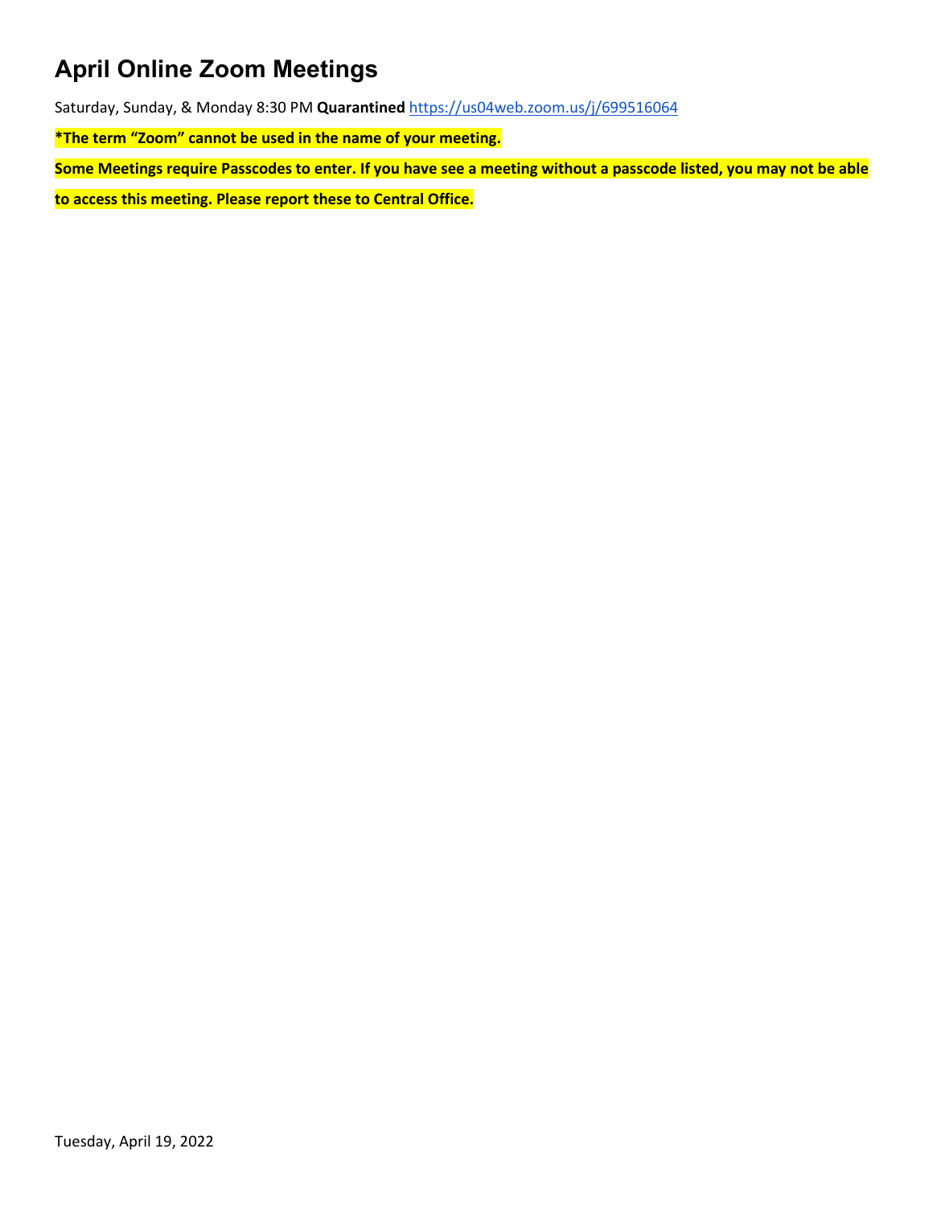# April Online Zoom Meetings

Saturday, Sunday, & Monday 8:30 PM **Quarantined** https://us04web.zoom.us/j/699516064

***The term "Zoom" cannot be used in the name of your meeting.**

**Some Meetings require Passcodes to enter. If you have see a meeting without a passcode listed, you may not be able to access this meeting. Please report these to Central Office.**

Tuesday, April 19, 2022